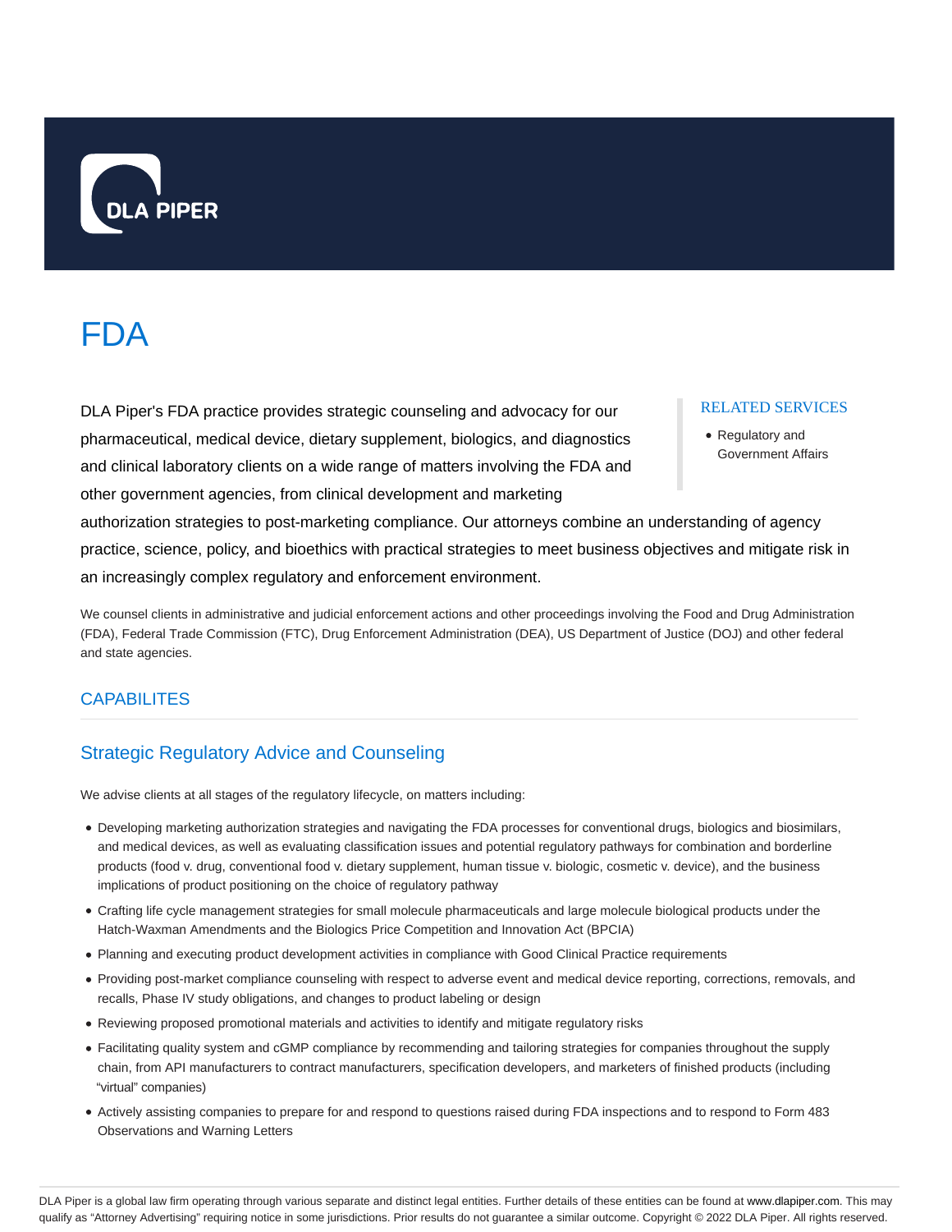DLA PIPER

# FDA

DLA Piper's FDA practice provides strategic counseling and advocacy for our pharmaceutical, medical device, dietary supplement, biologics, and diagnostics and clinical laboratory clients on a wide range of matters involving the FDA and other government agencies, from clinical development and marketing authorization strategies to post-marketing compliance. Our attorneys combine an understanding of agency practice, science, policy, and bioethics with practical strategies to meet business objectives and mitigate risk in an increasingly complex regulatory and enforcement environment.

RELATED SERVICES

- Regulatory and Government Affairs

We counsel clients in administrative and judicial enforcement actions and other proceedings involving the Food and Drug Administration (FDA), Federal Trade Commission (FTC), Drug Enforcement Administration (DEA), US Department of Justice (DOJ) and other federal and state agencies.

## CAPABILITES

### Strategic Regulatory Advice and Counseling

We advise clients at all stages of the regulatory lifecycle, on matters including:

- Developing marketing authorization strategies and navigating the FDA processes for conventional drugs, biologics and biosimilars, and medical devices, as well as evaluating classification issues and potential regulatory pathways for combination and borderline products (food v. drug, conventional food v. dietary supplement, human tissue v. biologic, cosmetic v. device), and the business implications of product positioning on the choice of regulatory pathway
- Crafting life cycle management strategies for small molecule pharmaceuticals and large molecule biological products under the Hatch-Waxman Amendments and the Biologics Price Competition and Innovation Act (BPCIA)
- Planning and executing product development activities in compliance with Good Clinical Practice requirements
- Providing post-market compliance counseling with respect to adverse event and medical device reporting, corrections, removals, and recalls, Phase IV study obligations, and changes to product labeling or design
- Reviewing proposed promotional materials and activities to identify and mitigate regulatory risks
- Facilitating quality system and cGMP compliance by recommending and tailoring strategies for companies throughout the supply chain, from API manufacturers to contract manufacturers, specification developers, and marketers of finished products (including "virtual" companies)
- Actively assisting companies to prepare for and respond to questions raised during FDA inspections and to respond to Form 483 Observations and Warning Letters

DLA Piper is a global law firm operating through various separate and distinct legal entities. Further details of these entities can be found at www.dlapiper.com. This may qualify as "Attorney Advertising" requiring notice in some jurisdictions. Prior results do not guarantee a similar outcome. Copyright © 2022 DLA Piper. All rights reserved.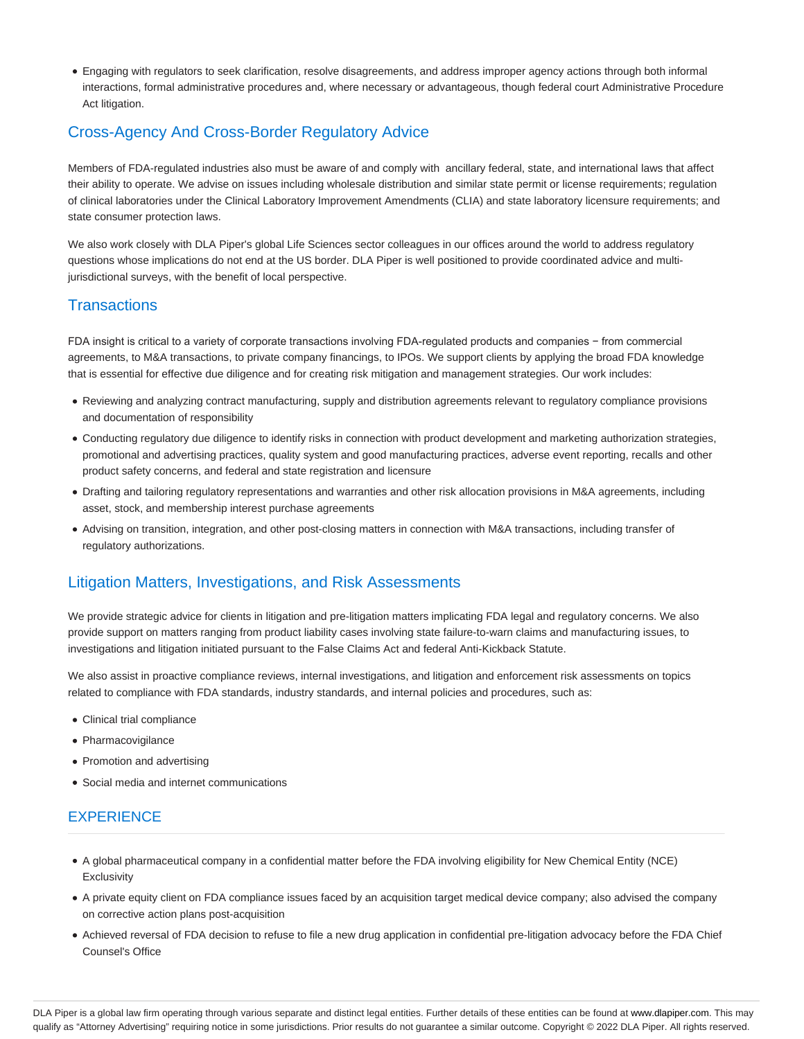- Engaging with regulators to seek clarification, resolve disagreements, and address improper agency actions through both informal interactions, formal administrative procedures and, where necessary or advantageous, though federal court Administrative Procedure Act litigation.

## Cross-Agency And Cross-Border Regulatory Advice

Members of FDA-regulated industries also must be aware of and comply with ancillary federal, state, and international laws that affect their ability to operate. We advise on issues including wholesale distribution and similar state permit or license requirements; regulation of clinical laboratories under the Clinical Laboratory Improvement Amendments (CLIA) and state laboratory licensure requirements; and state consumer protection laws.

We also work closely with DLA Piper's global Life Sciences sector colleagues in our offices around the world to address regulatory questions whose implications do not end at the US border. DLA Piper is well positioned to provide coordinated advice and multi-jurisdictional surveys, with the benefit of local perspective.

## Transactions

FDA insight is critical to a variety of corporate transactions involving FDA-regulated products and companies − from commercial agreements, to M&A transactions, to private company financings, to IPOs. We support clients by applying the broad FDA knowledge that is essential for effective due diligence and for creating risk mitigation and management strategies. Our work includes:

- Reviewing and analyzing contract manufacturing, supply and distribution agreements relevant to regulatory compliance provisions and documentation of responsibility
- Conducting regulatory due diligence to identify risks in connection with product development and marketing authorization strategies, promotional and advertising practices, quality system and good manufacturing practices, adverse event reporting, recalls and other product safety concerns, and federal and state registration and licensure
- Drafting and tailoring regulatory representations and warranties and other risk allocation provisions in M&A agreements, including asset, stock, and membership interest purchase agreements
- Advising on transition, integration, and other post-closing matters in connection with M&A transactions, including transfer of regulatory authorizations.

## Litigation Matters, Investigations, and Risk Assessments

We provide strategic advice for clients in litigation and pre-litigation matters implicating FDA legal and regulatory concerns. We also provide support on matters ranging from product liability cases involving state failure-to-warn claims and manufacturing issues, to investigations and litigation initiated pursuant to the False Claims Act and federal Anti-Kickback Statute.

We also assist in proactive compliance reviews, internal investigations, and litigation and enforcement risk assessments on topics related to compliance with FDA standards, industry standards, and internal policies and procedures, such as:

- Clinical trial compliance
- Pharmacovigilance
- Promotion and advertising
- Social media and internet communications

## EXPERIENCE

- A global pharmaceutical company in a confidential matter before the FDA involving eligibility for New Chemical Entity (NCE) Exclusivity
- A private equity client on FDA compliance issues faced by an acquisition target medical device company; also advised the company on corrective action plans post-acquisition
- Achieved reversal of FDA decision to refuse to file a new drug application in confidential pre-litigation advocacy before the FDA Chief Counsel's Office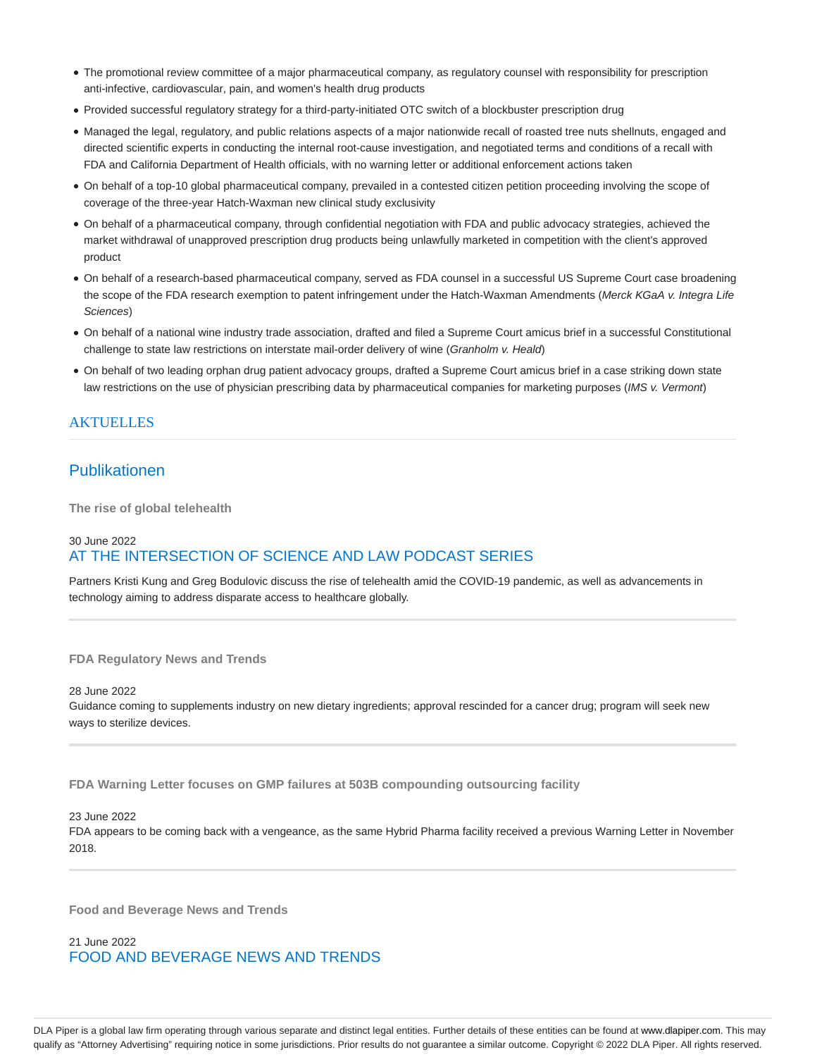- The promotional review committee of a major pharmaceutical company, as regulatory counsel with responsibility for prescription anti-infective, cardiovascular, pain, and women's health drug products
- Provided successful regulatory strategy for a third-party-initiated OTC switch of a blockbuster prescription drug
- Managed the legal, regulatory, and public relations aspects of a major nationwide recall of roasted tree nuts shellnuts, engaged and directed scientific experts in conducting the internal root-cause investigation, and negotiated terms and conditions of a recall with FDA and California Department of Health officials, with no warning letter or additional enforcement actions taken
- On behalf of a top-10 global pharmaceutical company, prevailed in a contested citizen petition proceeding involving the scope of coverage of the three-year Hatch-Waxman new clinical study exclusivity
- On behalf of a pharmaceutical company, through confidential negotiation with FDA and public advocacy strategies, achieved the market withdrawal of unapproved prescription drug products being unlawfully marketed in competition with the client's approved product
- On behalf of a research-based pharmaceutical company, served as FDA counsel in a successful US Supreme Court case broadening the scope of the FDA research exemption to patent infringement under the Hatch-Waxman Amendments (*Merck KGaA v. Integra Life Sciences*)
- On behalf of a national wine industry trade association, drafted and filed a Supreme Court amicus brief in a successful Constitutional challenge to state law restrictions on interstate mail-order delivery of wine (*Granholm v. Heald*)
- On behalf of two leading orphan drug patient advocacy groups, drafted a Supreme Court amicus brief in a case striking down state law restrictions on the use of physician prescribing data by pharmaceutical companies for marketing purposes (*IMS v. Vermont*)

## AKTUELLES

### Publikationen

**The rise of global telehealth**

30 June 2022
AT THE INTERSECTION OF SCIENCE AND LAW PODCAST SERIES

Partners Kristi Kung and Greg Bodulovic discuss the rise of telehealth amid the COVID-19 pandemic, as well as advancements in technology aiming to address disparate access to healthcare globally.

**FDA Regulatory News and Trends**

28 June 2022
Guidance coming to supplements industry on new dietary ingredients; approval rescinded for a cancer drug; program will seek new ways to sterilize devices.

**FDA Warning Letter focuses on GMP failures at 503B compounding outsourcing facility**

23 June 2022
FDA appears to be coming back with a vengeance, as the same Hybrid Pharma facility received a previous Warning Letter in November 2018.

**Food and Beverage News and Trends**

21 June 2022
FOOD AND BEVERAGE NEWS AND TRENDS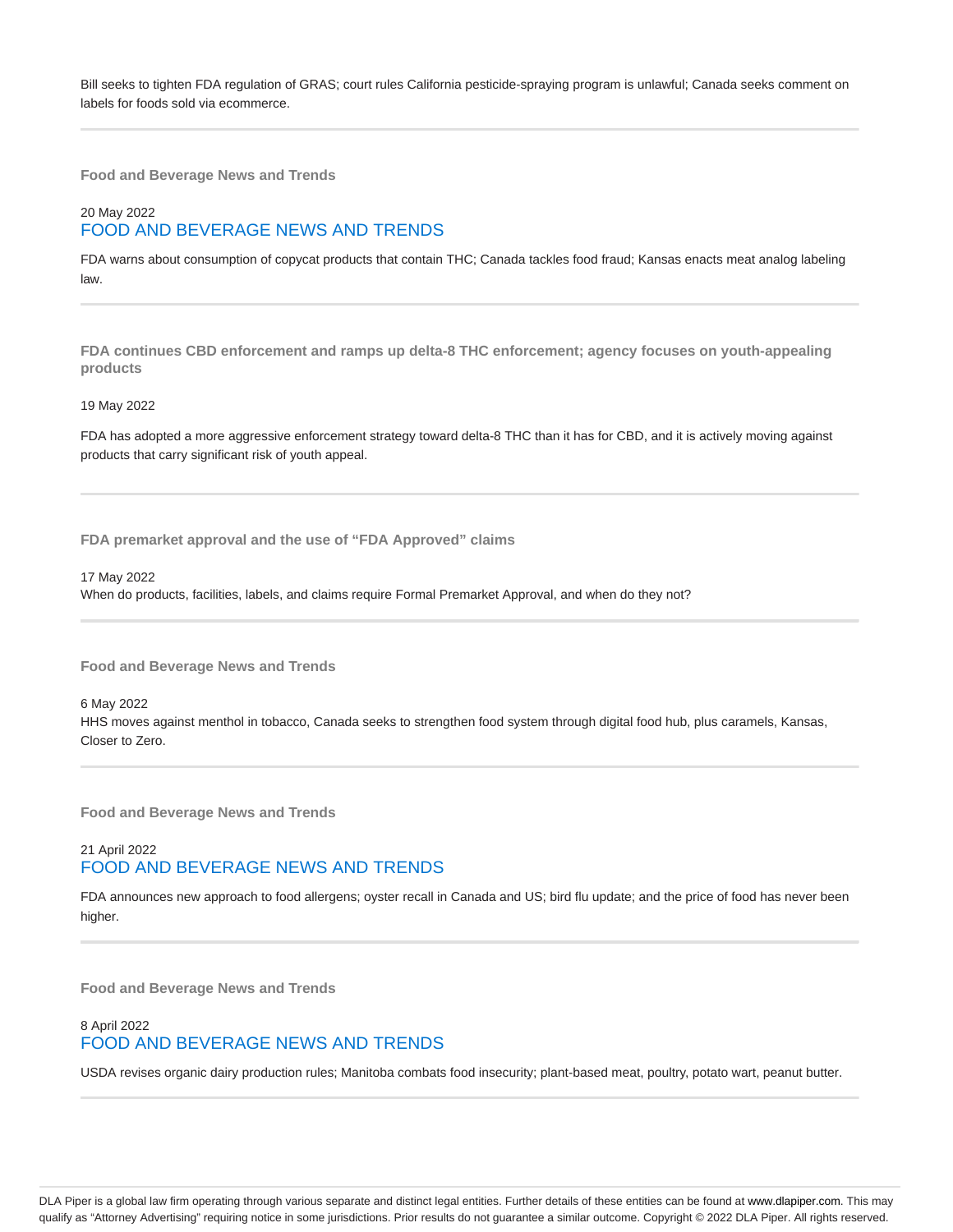Bill seeks to tighten FDA regulation of GRAS; court rules California pesticide-spraying program is unlawful; Canada seeks comment on labels for foods sold via ecommerce.

---

**Food and Beverage News and Trends**

20 May 2022

## FOOD AND BEVERAGE NEWS AND TRENDS

FDA warns about consumption of copycat products that contain THC; Canada tackles food fraud; Kansas enacts meat analog labeling law.

---

**FDA continues CBD enforcement and ramps up delta-8 THC enforcement; agency focuses on youth-appealing products**

19 May 2022

FDA has adopted a more aggressive enforcement strategy toward delta-8 THC than it has for CBD, and it is actively moving against products that carry significant risk of youth appeal.

---

**FDA premarket approval and the use of "FDA Approved" claims**

17 May 2022

When do products, facilities, labels, and claims require Formal Premarket Approval, and when do they not?

---

**Food and Beverage News and Trends**

6 May 2022

HHS moves against menthol in tobacco, Canada seeks to strengthen food system through digital food hub, plus caramels, Kansas, Closer to Zero.

---

**Food and Beverage News and Trends**

21 April 2022

## FOOD AND BEVERAGE NEWS AND TRENDS

FDA announces new approach to food allergens; oyster recall in Canada and US; bird flu update; and the price of food has never been higher.

---

**Food and Beverage News and Trends**

8 April 2022

## FOOD AND BEVERAGE NEWS AND TRENDS

USDA revises organic dairy production rules; Manitoba combats food insecurity; plant-based meat, poultry, potato wart, peanut butter.

---

DLA Piper is a global law firm operating through various separate and distinct legal entities. Further details of these entities can be found at www.dlapiper.com. This may qualify as "Attorney Advertising" requiring notice in some jurisdictions. Prior results do not guarantee a similar outcome. Copyright © 2022 DLA Piper. All rights reserved.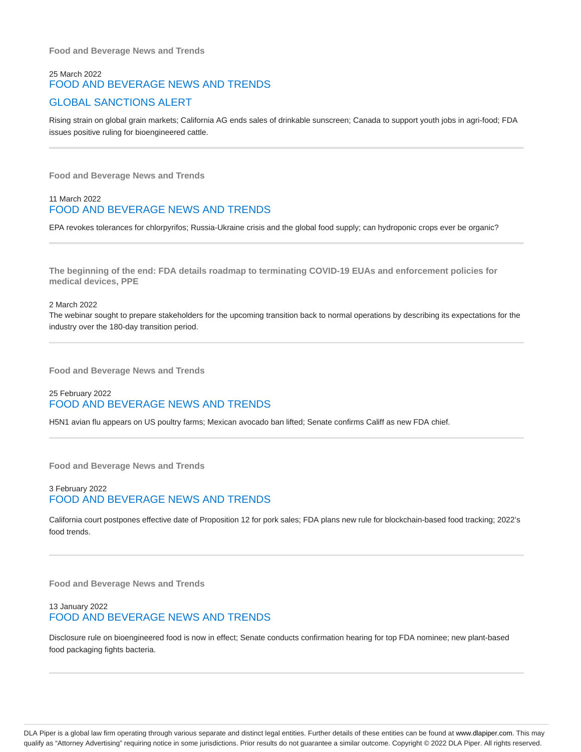**Food and Beverage News and Trends**

25 March 2022

## FOOD AND BEVERAGE NEWS AND TRENDS

## GLOBAL SANCTIONS ALERT

Rising strain on global grain markets; California AG ends sales of drinkable sunscreen; Canada to support youth jobs in agri-food; FDA issues positive ruling for bioengineered cattle.

---

**Food and Beverage News and Trends**

11 March 2022

## FOOD AND BEVERAGE NEWS AND TRENDS

EPA revokes tolerances for chlorpyrifos; Russia-Ukraine crisis and the global food supply; can hydroponic crops ever be organic?

---

**The beginning of the end: FDA details roadmap to terminating COVID-19 EUAs and enforcement policies for medical devices, PPE**

2 March 2022

The webinar sought to prepare stakeholders for the upcoming transition back to normal operations by describing its expectations for the industry over the 180-day transition period.

---

**Food and Beverage News and Trends**

25 February 2022

## FOOD AND BEVERAGE NEWS AND TRENDS

H5N1 avian flu appears on US poultry farms; Mexican avocado ban lifted; Senate confirms Califf as new FDA chief.

---

**Food and Beverage News and Trends**

3 February 2022

## FOOD AND BEVERAGE NEWS AND TRENDS

California court postpones effective date of Proposition 12 for pork sales; FDA plans new rule for blockchain-based food tracking; 2022's food trends.

---

**Food and Beverage News and Trends**

13 January 2022

## FOOD AND BEVERAGE NEWS AND TRENDS

Disclosure rule on bioengineered food is now in effect; Senate conducts confirmation hearing for top FDA nominee; new plant-based food packaging fights bacteria.

---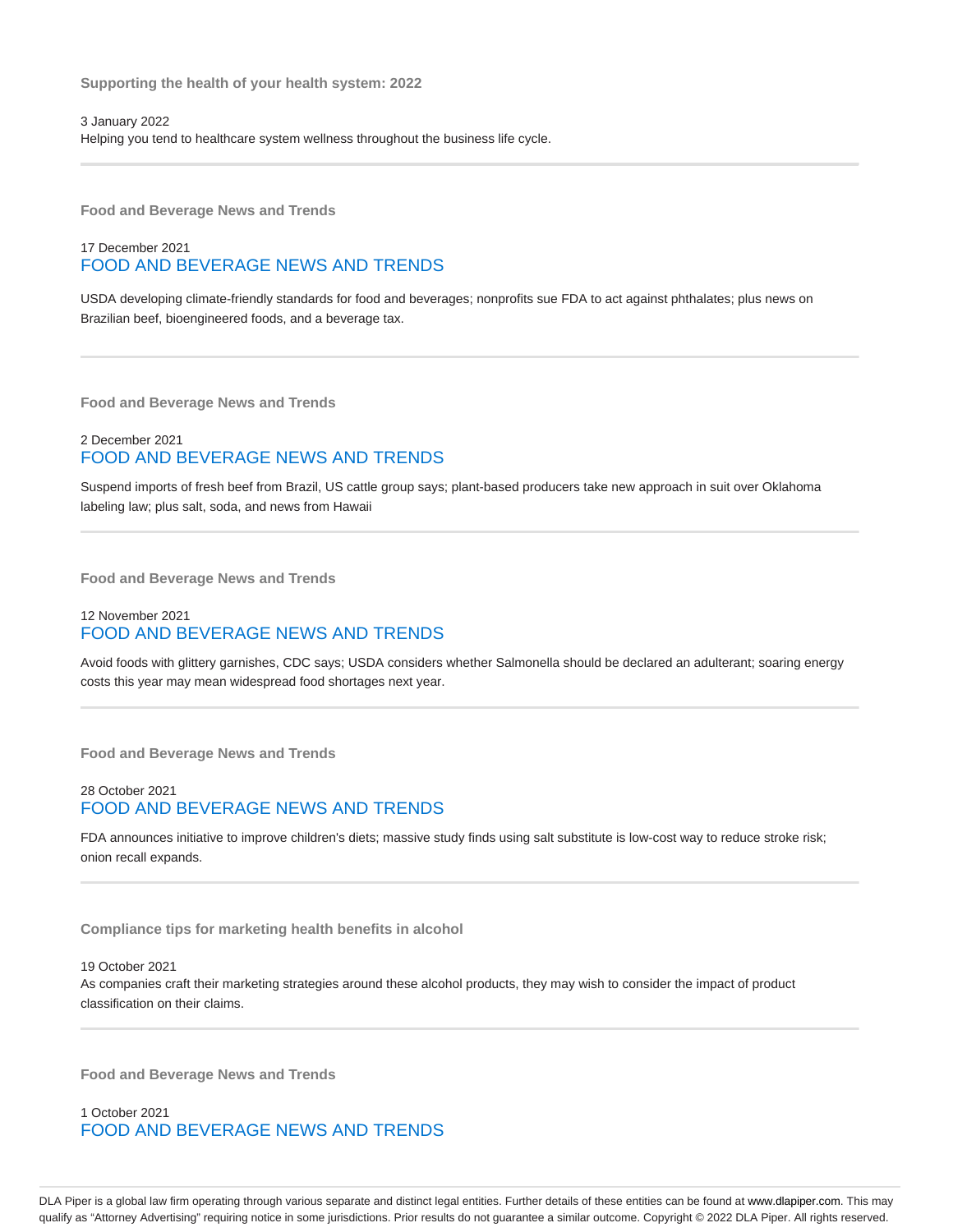**Supporting the health of your health system: 2022**

3 January 2022

Helping you tend to healthcare system wellness throughout the business life cycle.

---

**Food and Beverage News and Trends**

17 December 2021

FOOD AND BEVERAGE NEWS AND TRENDS

USDA developing climate-friendly standards for food and beverages; nonprofits sue FDA to act against phthalates; plus news on Brazilian beef, bioengineered foods, and a beverage tax.

---

**Food and Beverage News and Trends**

2 December 2021

FOOD AND BEVERAGE NEWS AND TRENDS

Suspend imports of fresh beef from Brazil, US cattle group says; plant-based producers take new approach in suit over Oklahoma labeling law; plus salt, soda, and news from Hawaii

---

**Food and Beverage News and Trends**

12 November 2021

FOOD AND BEVERAGE NEWS AND TRENDS

Avoid foods with glittery garnishes, CDC says; USDA considers whether Salmonella should be declared an adulterant; soaring energy costs this year may mean widespread food shortages next year.

---

**Food and Beverage News and Trends**

28 October 2021

FOOD AND BEVERAGE NEWS AND TRENDS

FDA announces initiative to improve children's diets; massive study finds using salt substitute is low-cost way to reduce stroke risk; onion recall expands.

---

**Compliance tips for marketing health benefits in alcohol**

19 October 2021

As companies craft their marketing strategies around these alcohol products, they may wish to consider the impact of product classification on their claims.

---

**Food and Beverage News and Trends**

1 October 2021

FOOD AND BEVERAGE NEWS AND TRENDS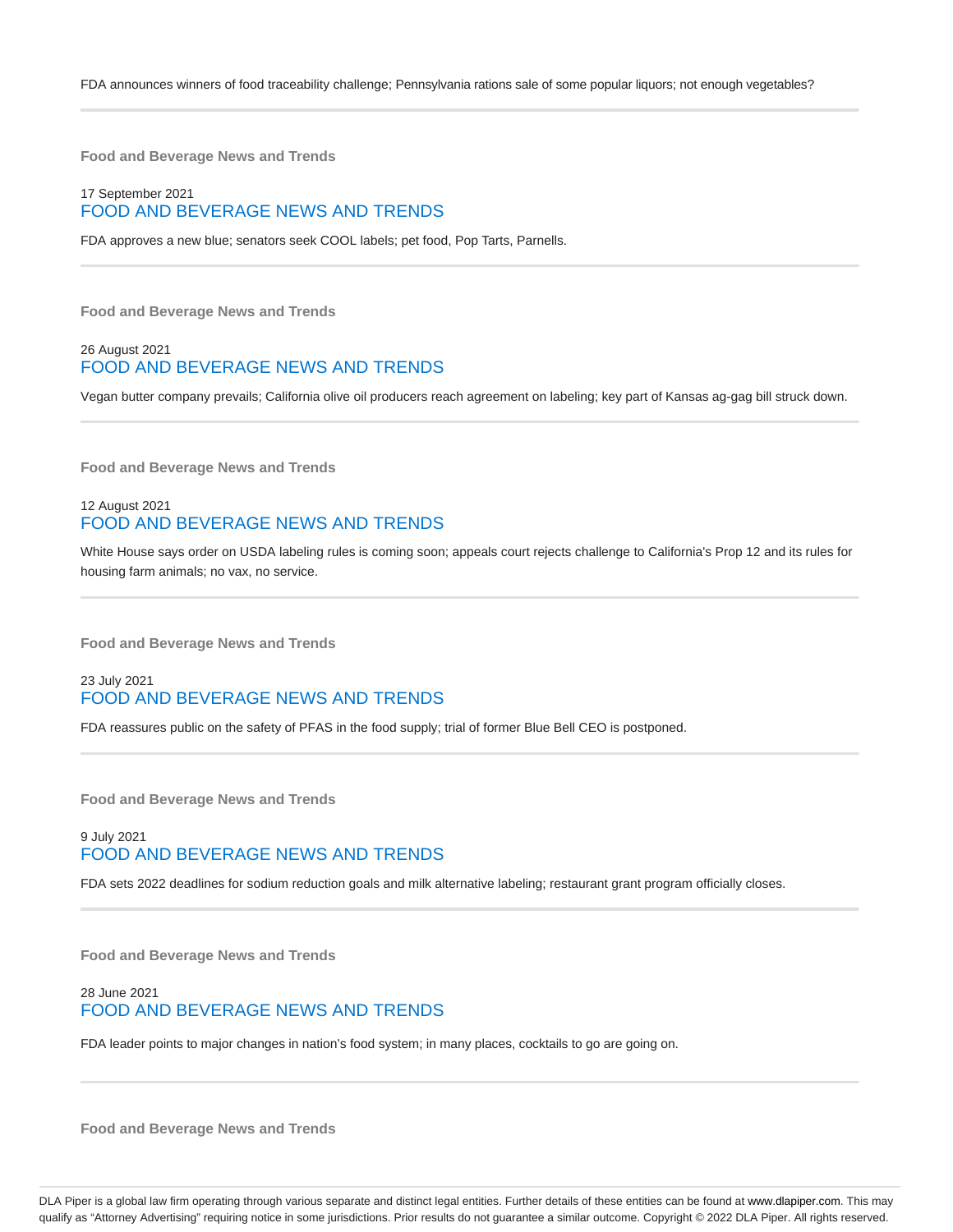FDA announces winners of food traceability challenge; Pennsylvania rations sale of some popular liquors; not enough vegetables?

---

**Food and Beverage News and Trends**

17 September 2021

## FOOD AND BEVERAGE NEWS AND TRENDS

FDA approves a new blue; senators seek COOL labels; pet food, Pop Tarts, Parnells.

---

**Food and Beverage News and Trends**

26 August 2021

## FOOD AND BEVERAGE NEWS AND TRENDS

Vegan butter company prevails; California olive oil producers reach agreement on labeling; key part of Kansas ag-gag bill struck down.

---

**Food and Beverage News and Trends**

12 August 2021

## FOOD AND BEVERAGE NEWS AND TRENDS

White House says order on USDA labeling rules is coming soon; appeals court rejects challenge to California's Prop 12 and its rules for housing farm animals; no vax, no service.

---

**Food and Beverage News and Trends**

23 July 2021

## FOOD AND BEVERAGE NEWS AND TRENDS

FDA reassures public on the safety of PFAS in the food supply; trial of former Blue Bell CEO is postponed.

---

**Food and Beverage News and Trends**

9 July 2021

## FOOD AND BEVERAGE NEWS AND TRENDS

FDA sets 2022 deadlines for sodium reduction goals and milk alternative labeling; restaurant grant program officially closes.

---

**Food and Beverage News and Trends**

28 June 2021

## FOOD AND BEVERAGE NEWS AND TRENDS

FDA leader points to major changes in nation's food system; in many places, cocktails to go are going on.

---

**Food and Beverage News and Trends**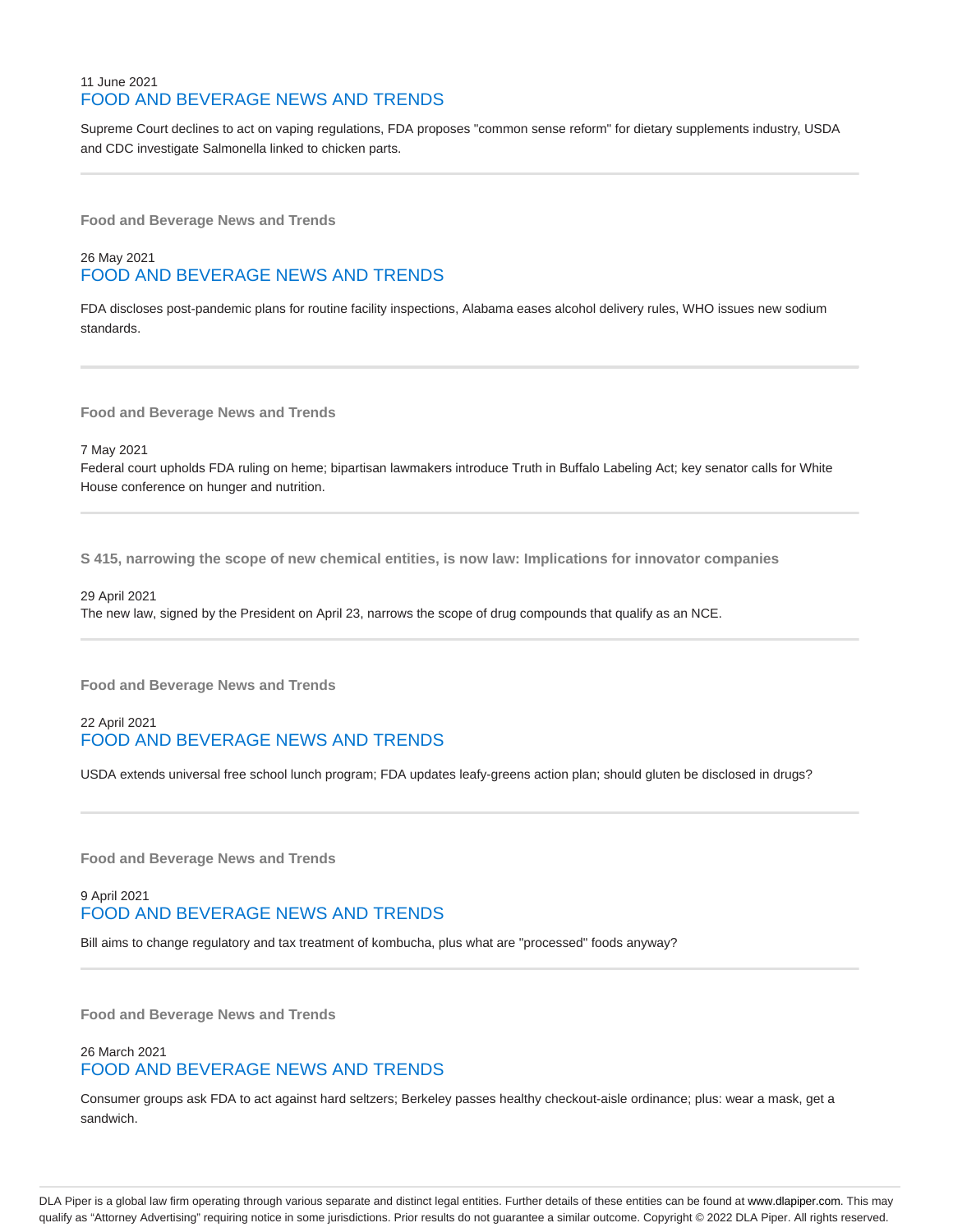11 June 2021

### FOOD AND BEVERAGE NEWS AND TRENDS

Supreme Court declines to act on vaping regulations, FDA proposes "common sense reform" for dietary supplements industry, USDA and CDC investigate Salmonella linked to chicken parts.

---

**Food and Beverage News and Trends**

26 May 2021

### FOOD AND BEVERAGE NEWS AND TRENDS

FDA discloses post-pandemic plans for routine facility inspections, Alabama eases alcohol delivery rules, WHO issues new sodium standards.

---

**Food and Beverage News and Trends**

7 May 2021

Federal court upholds FDA ruling on heme; bipartisan lawmakers introduce Truth in Buffalo Labeling Act; key senator calls for White House conference on hunger and nutrition.

---

**S 415, narrowing the scope of new chemical entities, is now law: Implications for innovator companies**

29 April 2021

The new law, signed by the President on April 23, narrows the scope of drug compounds that qualify as an NCE.

---

**Food and Beverage News and Trends**

22 April 2021

### FOOD AND BEVERAGE NEWS AND TRENDS

USDA extends universal free school lunch program; FDA updates leafy-greens action plan; should gluten be disclosed in drugs?

---

**Food and Beverage News and Trends**

9 April 2021

### FOOD AND BEVERAGE NEWS AND TRENDS

Bill aims to change regulatory and tax treatment of kombucha, plus what are "processed" foods anyway?

---

**Food and Beverage News and Trends**

26 March 2021

### FOOD AND BEVERAGE NEWS AND TRENDS

Consumer groups ask FDA to act against hard seltzers; Berkeley passes healthy checkout-aisle ordinance; plus: wear a mask, get a sandwich.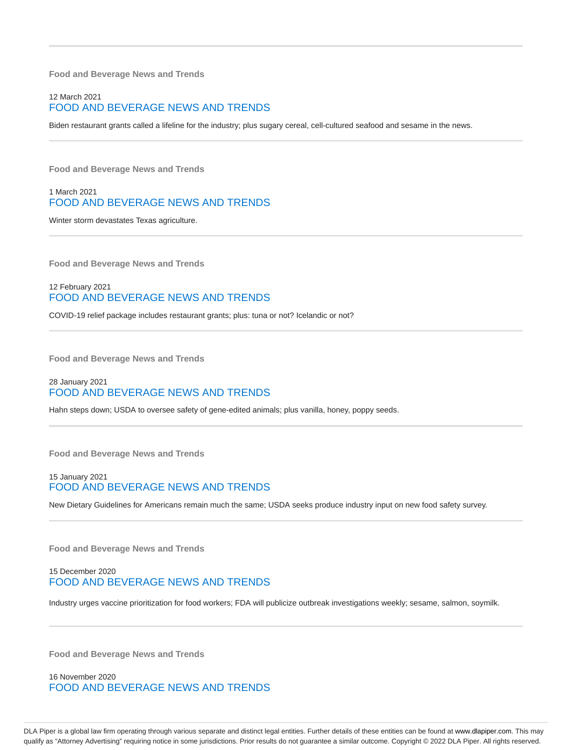---

**Food and Beverage News and Trends**

12 March 2021
## FOOD AND BEVERAGE NEWS AND TRENDS

Biden restaurant grants called a lifeline for the industry; plus sugary cereal, cell-cultured seafood and sesame in the news.

---

**Food and Beverage News and Trends**

1 March 2021
## FOOD AND BEVERAGE NEWS AND TRENDS

Winter storm devastates Texas agriculture.

---

**Food and Beverage News and Trends**

12 February 2021
## FOOD AND BEVERAGE NEWS AND TRENDS

COVID-19 relief package includes restaurant grants; plus: tuna or not? Icelandic or not?

---

**Food and Beverage News and Trends**

28 January 2021
## FOOD AND BEVERAGE NEWS AND TRENDS

Hahn steps down; USDA to oversee safety of gene-edited animals; plus vanilla, honey, poppy seeds.

---

**Food and Beverage News and Trends**

15 January 2021
## FOOD AND BEVERAGE NEWS AND TRENDS

New Dietary Guidelines for Americans remain much the same; USDA seeks produce industry input on new food safety survey.

---

**Food and Beverage News and Trends**

15 December 2020
## FOOD AND BEVERAGE NEWS AND TRENDS

Industry urges vaccine prioritization for food workers; FDA will publicize outbreak investigations weekly; sesame, salmon, soymilk.

---

**Food and Beverage News and Trends**

16 November 2020
## FOOD AND BEVERAGE NEWS AND TRENDS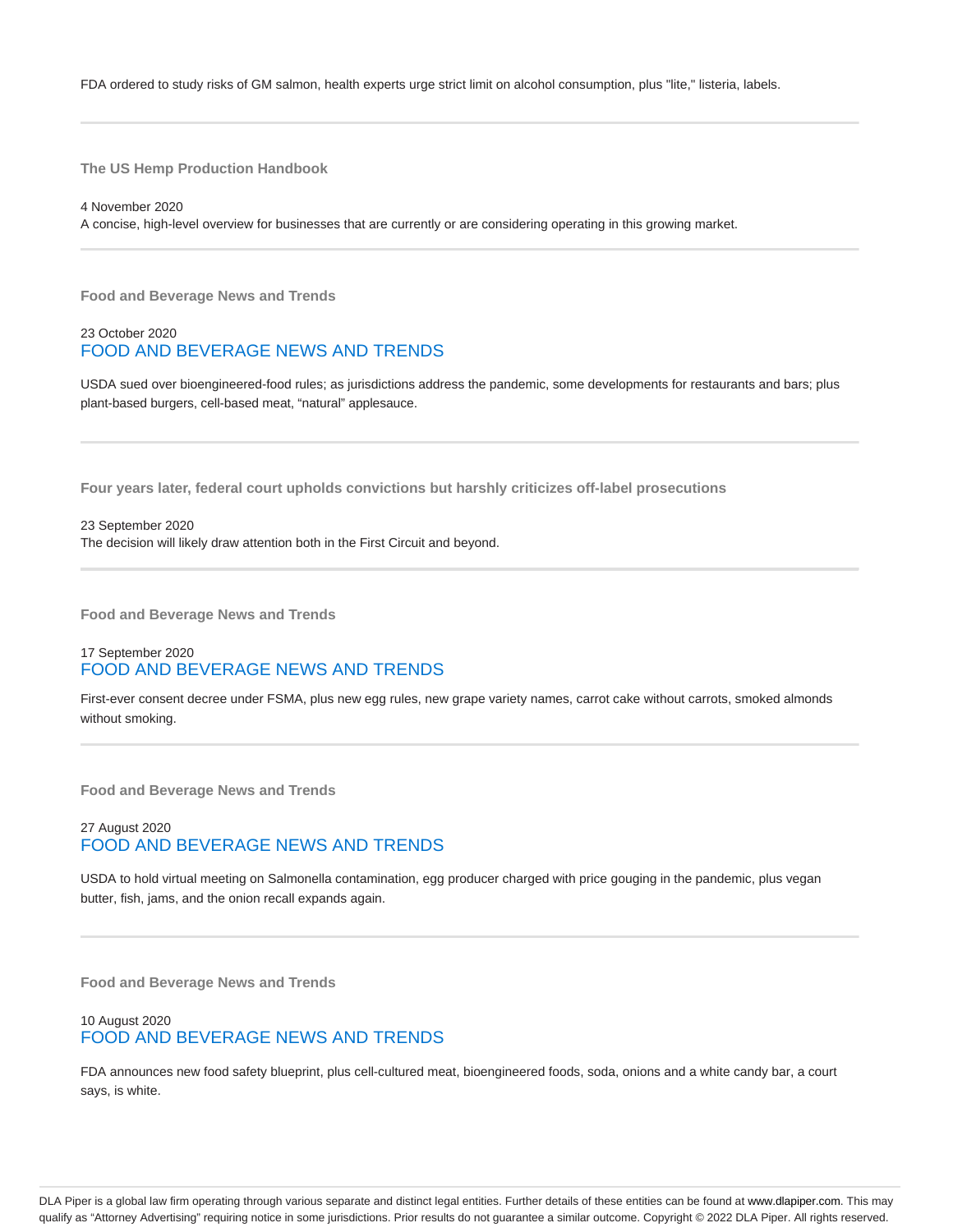FDA ordered to study risks of GM salmon, health experts urge strict limit on alcohol consumption, plus "lite," listeria, labels.

---

**The US Hemp Production Handbook**

4 November 2020

A concise, high-level overview for businesses that are currently or are considering operating in this growing market.

---

**Food and Beverage News and Trends**

23 October 2020

## FOOD AND BEVERAGE NEWS AND TRENDS

USDA sued over bioengineered-food rules; as jurisdictions address the pandemic, some developments for restaurants and bars; plus plant-based burgers, cell-based meat, "natural" applesauce.

---

**Four years later, federal court upholds convictions but harshly criticizes off-label prosecutions**

23 September 2020

The decision will likely draw attention both in the First Circuit and beyond.

---

**Food and Beverage News and Trends**

17 September 2020

## FOOD AND BEVERAGE NEWS AND TRENDS

First-ever consent decree under FSMA, plus new egg rules, new grape variety names, carrot cake without carrots, smoked almonds without smoking.

---

**Food and Beverage News and Trends**

27 August 2020

## FOOD AND BEVERAGE NEWS AND TRENDS

USDA to hold virtual meeting on Salmonella contamination, egg producer charged with price gouging in the pandemic, plus vegan butter, fish, jams, and the onion recall expands again.

---

**Food and Beverage News and Trends**

10 August 2020

## FOOD AND BEVERAGE NEWS AND TRENDS

FDA announces new food safety blueprint, plus cell-cultured meat, bioengineered foods, soda, onions and a white candy bar, a court says, is white.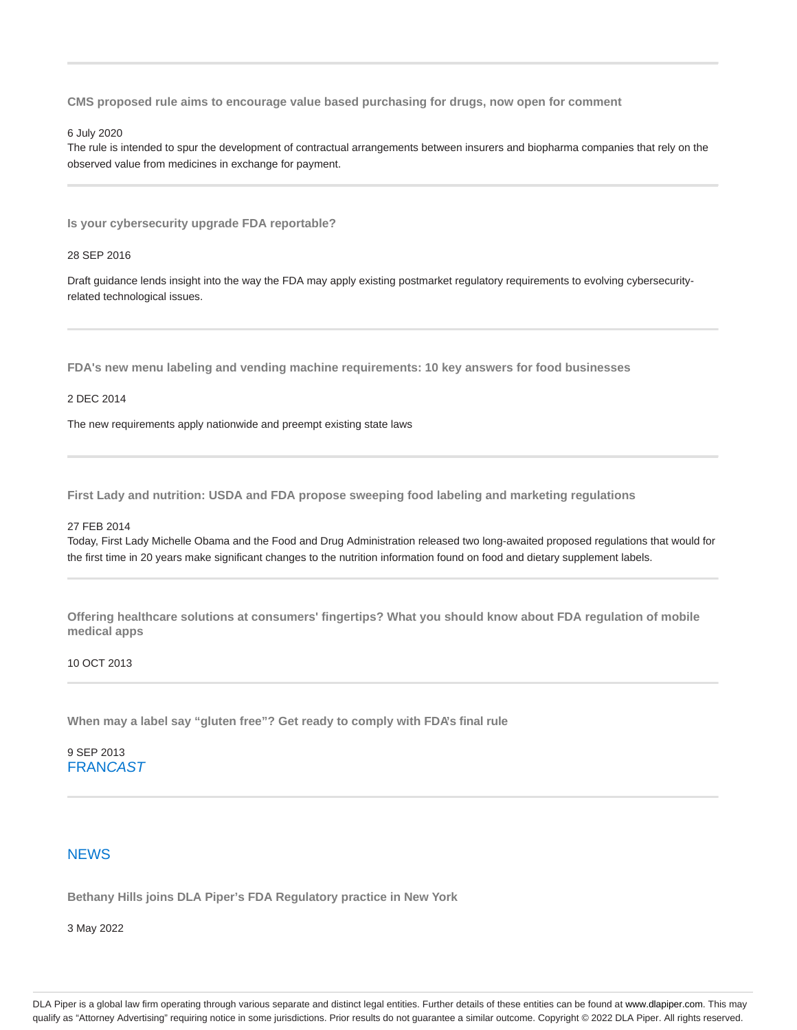---

**CMS proposed rule aims to encourage value based purchasing for drugs, now open for comment**

6 July 2020

The rule is intended to spur the development of contractual arrangements between insurers and biopharma companies that rely on the observed value from medicines in exchange for payment.

---

**Is your cybersecurity upgrade FDA reportable?**

28 SEP 2016

Draft guidance lends insight into the way the FDA may apply existing postmarket regulatory requirements to evolving cybersecurity-related technological issues.

---

**FDA's new menu labeling and vending machine requirements: 10 key answers for food businesses**

2 DEC 2014

The new requirements apply nationwide and preempt existing state laws

---

**First Lady and nutrition: USDA and FDA propose sweeping food labeling and marketing regulations**

27 FEB 2014

Today, First Lady Michelle Obama and the Food and Drug Administration released two long-awaited proposed regulations that would for the first time in 20 years make significant changes to the nutrition information found on food and dietary supplement labels.

---

**Offering healthcare solutions at consumers' fingertips? What you should know about FDA regulation of mobile medical apps**

10 OCT 2013

---

**When may a label say “gluten free”? Get ready to comply with FDA's final rule**

9 SEP 2013

FRAN*CAST*

---

## NEWS

**Bethany Hills joins DLA Piper's FDA Regulatory practice in New York**

3 May 2022

DLA Piper is a global law firm operating through various separate and distinct legal entities. Further details of these entities can be found at www.dlapiper.com. This may qualify as “Attorney Advertising” requiring notice in some jurisdictions. Prior results do not guarantee a similar outcome. Copyright © 2022 DLA Piper. All rights reserved.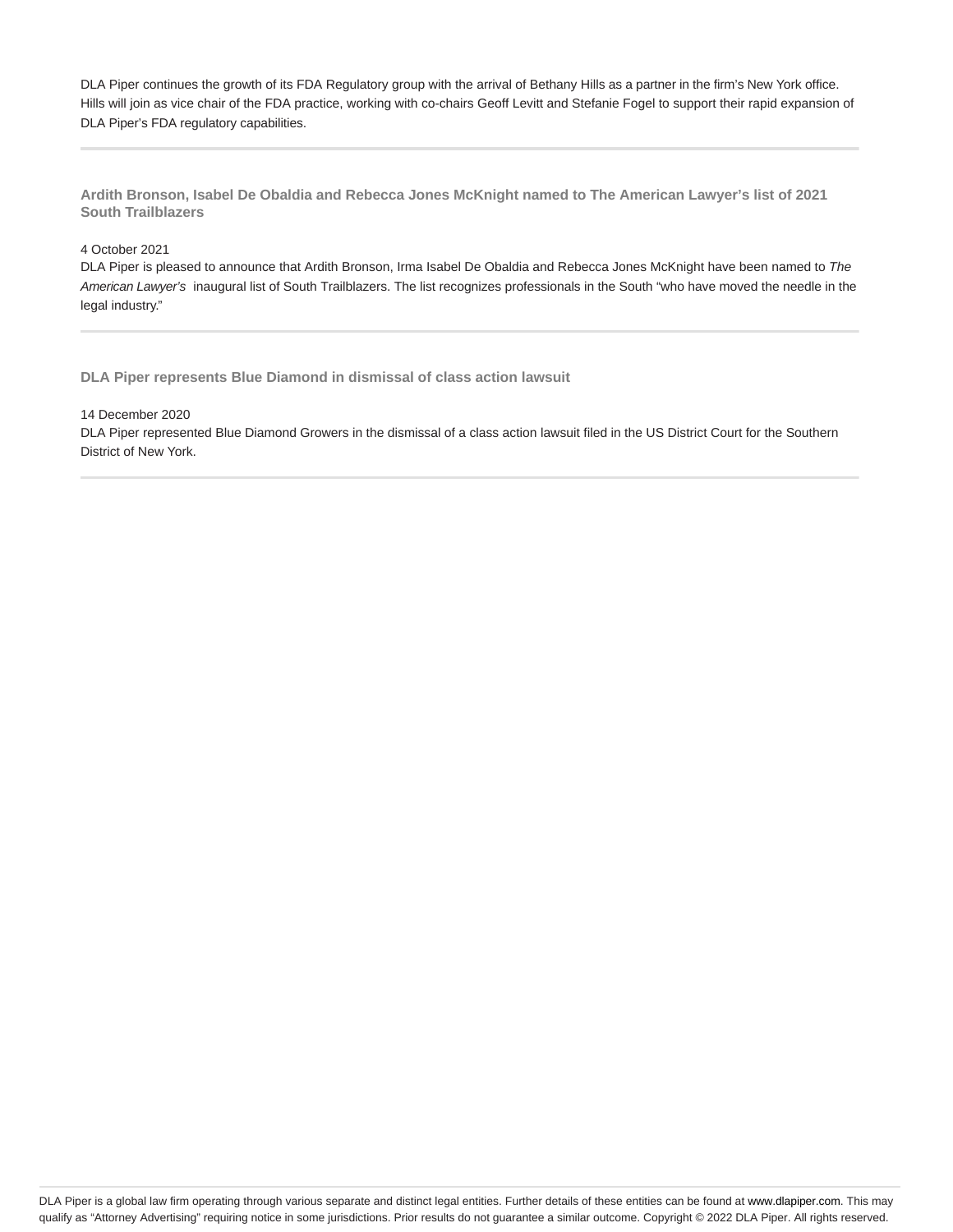DLA Piper continues the growth of its FDA Regulatory group with the arrival of Bethany Hills as a partner in the firm's New York office. Hills will join as vice chair of the FDA practice, working with co-chairs Geoff Levitt and Stefanie Fogel to support their rapid expansion of DLA Piper's FDA regulatory capabilities.

---

### Ardith Bronson, Isabel De Obaldia and Rebecca Jones McKnight named to The American Lawyer's list of 2021 South Trailblazers

4 October 2021

DLA Piper is pleased to announce that Ardith Bronson, Irma Isabel De Obaldia and Rebecca Jones McKnight have been named to *The American Lawyer's* inaugural list of South Trailblazers. The list recognizes professionals in the South "who have moved the needle in the legal industry."

---

### DLA Piper represents Blue Diamond in dismissal of class action lawsuit

14 December 2020

DLA Piper represented Blue Diamond Growers in the dismissal of a class action lawsuit filed in the US District Court for the Southern District of New York.

---

DLA Piper is a global law firm operating through various separate and distinct legal entities. Further details of these entities can be found at www.dlapiper.com. This may qualify as "Attorney Advertising" requiring notice in some jurisdictions. Prior results do not guarantee a similar outcome. Copyright © 2022 DLA Piper. All rights reserved.